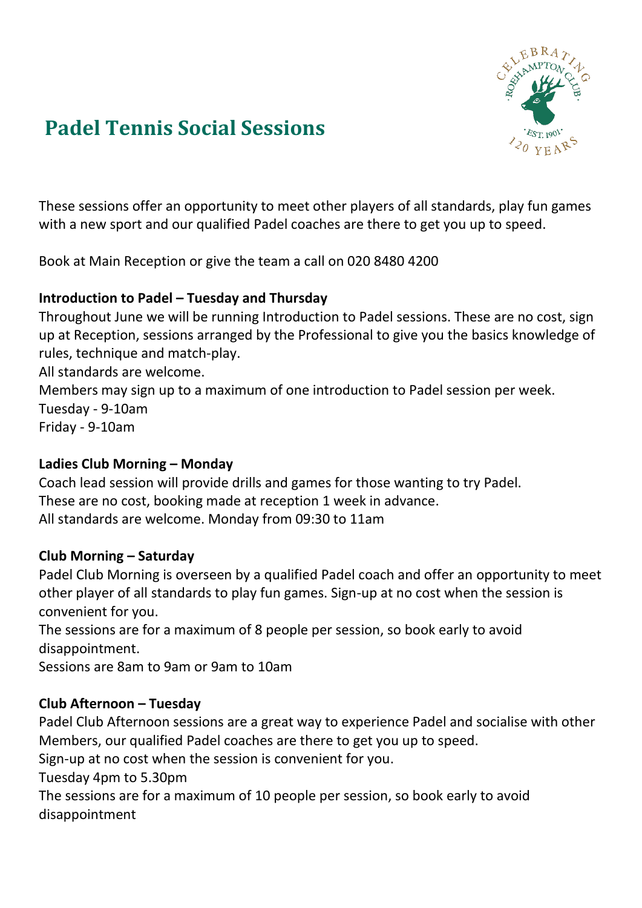# Padel Tennis Social Sessions

These sessions offer an opportunity to meet other players of all standards, play fun games with a new sport and our qualified Padel coaches are there to get you up to speed.

Book at Main Reception or give the team a call on 020 8480 4200

**Introduction to Padel – Tuesday and Thursday**

Throughout June we will be running Introduction to Padel sessions. These are no cost, sign up at Reception, sessions arranged by the Professional to give you the basics knowledge of rules, technique and match-play.

All standards are welcome.

Members may sign up to a maximum of one introduction to Padel session per week.

Tuesday - 9-10am

Friday - 9-10am

**Ladies Club Morning – Monday**

Coach lead session will provide drills and games for those wanting to try Padel.

These are no cost, booking made at reception 1 week in advance.

All standards are welcome. Monday from 09:30 to 11am

**Club Morning – Saturday**

Padel Club Morning is overseen by a qualified Padel coach and offer an opportunity to meet other player of all standards to play fun games. Sign-up at no cost when the session is convenient for you.

The sessions are for a maximum of 8 people per session, so book early to avoid disappointment.

Sessions are 8am to 9am or 9am to 10am

**Club Afternoon – Tuesday**

Padel Club Afternoon sessions are a great way to experience Padel and socialise with other Members, our qualified Padel coaches are there to get you up to speed.

Sign-up at no cost when the session is convenient for you.

Tuesday 4pm to 5.30pm

The sessions are for a maximum of 10 people per session, so book early to avoid disappointment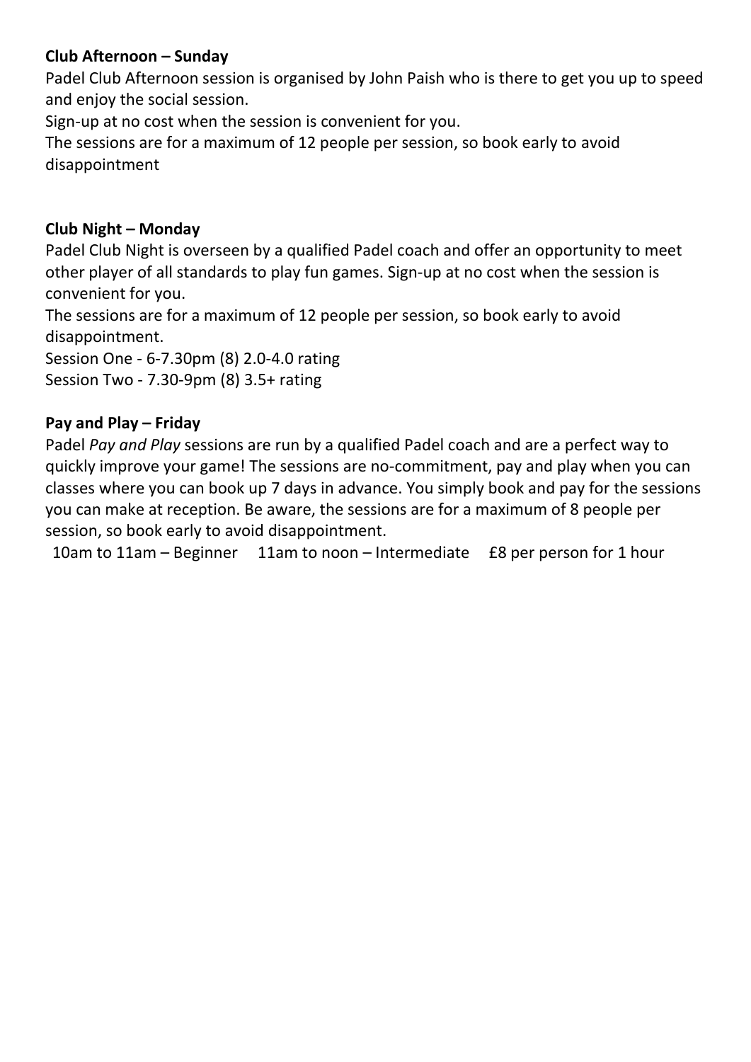**Club Afternoon – Sunday**

Padel Club Afternoon session is organised by John Paish who is there to get you up to speed and enjoy the social session.

Sign-up at no cost when the session is convenient for you.

The sessions are for a maximum of 12 people per session, so book early to avoid disappointment

**Club Night – Monday**

Padel Club Night is overseen by a qualified Padel coach and offer an opportunity to meet other player of all standards to play fun games. Sign-up at no cost when the session is convenient for you.

The sessions are for a maximum of 12 people per session, so book early to avoid disappointment.

Session One - 6-7.30pm (8) 2.0-4.0 rating

Session Two - 7.30-9pm (8) 3.5+ rating

**Pay and Play – Friday**

Padel *Pay and Play* sessions are run by a qualified Padel coach and are a perfect way to quickly improve your game! The sessions are no-commitment, pay and play when you can classes where you can book up 7 days in advance. You simply book and pay for the sessions you can make at reception. Be aware, the sessions are for a maximum of 8 people per session, so book early to avoid disappointment.

10am to 11am – Beginner     11am to noon – Intermediate     £8 per person for 1 hour